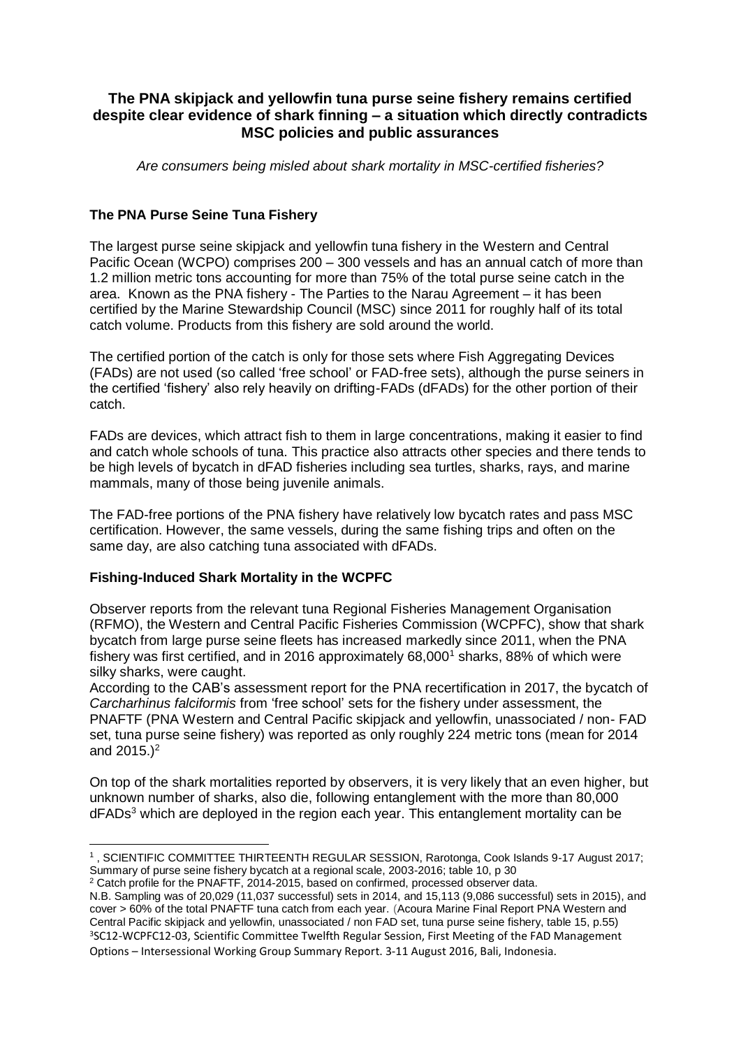**The PNA skipjack and yellowfin tuna purse seine fishery remains certified despite clear evidence of shark finning – a situation which directly contradicts MSC policies and public assurances**

*Are consumers being misled about shark mortality in MSC-certified fisheries?*

## The PNA Purse Seine Tuna Fishery

The largest purse seine skipjack and yellowfin tuna fishery in the Western and Central Pacific Ocean (WCPO) comprises 200 – 300 vessels and has an annual catch of more than 1.2 million metric tons accounting for more than 75% of the total purse seine catch in the area. Known as the PNA fishery - The Parties to the Narau Agreement – it has been certified by the Marine Stewardship Council (MSC) since 2011 for roughly half of its total catch volume. Products from this fishery are sold around the world.

The certified portion of the catch is only for those sets where Fish Aggregating Devices (FADs) are not used (so called 'free school' or FAD-free sets), although the purse seiners in the certified 'fishery' also rely heavily on drifting-FADs (dFADs) for the other portion of their catch.

FADs are devices, which attract fish to them in large concentrations, making it easier to find and catch whole schools of tuna. This practice also attracts other species and there tends to be high levels of bycatch in dFAD fisheries including sea turtles, sharks, rays, and marine mammals, many of those being juvenile animals.

The FAD-free portions of the PNA fishery have relatively low bycatch rates and pass MSC certification. However, the same vessels, during the same fishing trips and often on the same day, are also catching tuna associated with dFADs.

## Fishing-Induced Shark Mortality in the WCPFC

Observer reports from the relevant tuna Regional Fisheries Management Organisation (RFMO), the Western and Central Pacific Fisheries Commission (WCPFC), show that shark bycatch from large purse seine fleets has increased markedly since 2011, when the PNA fishery was first certified, and in 2016 approximately 68,000[1] sharks, 88% of which were silky sharks, were caught.

According to the CAB's assessment report for the PNA recertification in 2017, the bycatch of *Carcharhinus falciformis* from 'free school' sets for the fishery under assessment, the PNAFTF (PNA Western and Central Pacific skipjack and yellowfin, unassociated / non- FAD set, tuna purse seine fishery) was reported as only roughly 224 metric tons (mean for 2014 and 2015.)[2]

On top of the shark mortalities reported by observers, it is very likely that an even higher, but unknown number of sharks, also die, following entanglement with the more than 80,000 dFADs[3] which are deployed in the region each year. This entanglement mortality can be

---

[1] , SCIENTIFIC COMMITTEE THIRTEENTH REGULAR SESSION, Rarotonga, Cook Islands 9-17 August 2017; Summary of purse seine fishery bycatch at a regional scale, 2003-2016; table 10, p 30

[2] Catch profile for the PNAFTF, 2014-2015, based on confirmed, processed observer data.
N.B. Sampling was of 20,029 (11,037 successful) sets in 2014, and 15,113 (9,086 successful) sets in 2015), and cover > 60% of the total PNAFTF tuna catch from each year. (Acoura Marine Final Report PNA Western and Central Pacific skipjack and yellowfin, unassociated / non FAD set, tuna purse seine fishery, table 15, p.55)

[3] SC12-WCPFC12-03, Scientific Committee Twelfth Regular Session, First Meeting of the FAD Management Options – Intersessional Working Group Summary Report. 3-11 August 2016, Bali, Indonesia.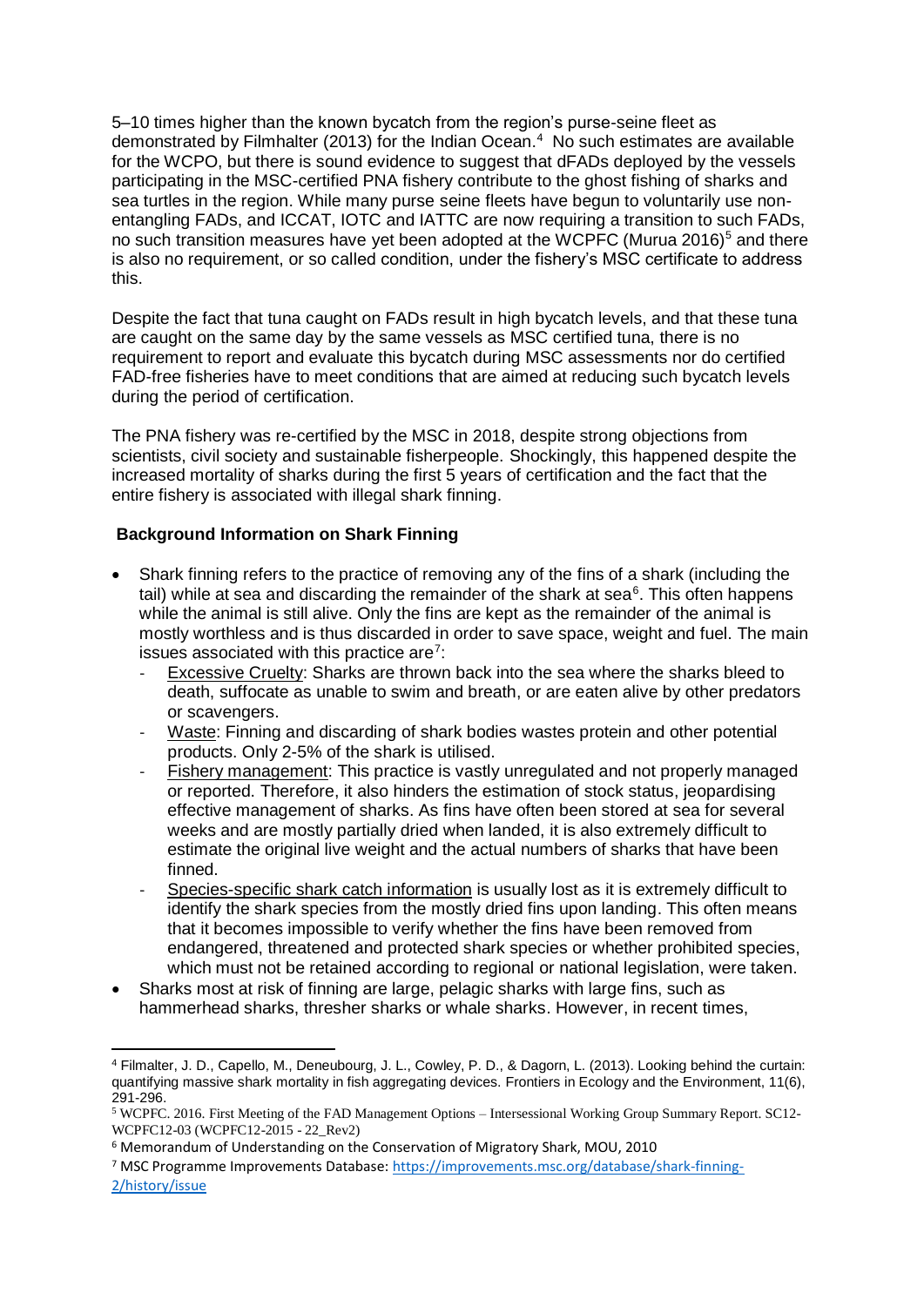5–10 times higher than the known bycatch from the region's purse-seine fleet as demonstrated by Filmhalter (2013) for the Indian Ocean.[4] No such estimates are available for the WCPO, but there is sound evidence to suggest that dFADs deployed by the vessels participating in the MSC-certified PNA fishery contribute to the ghost fishing of sharks and sea turtles in the region. While many purse seine fleets have begun to voluntarily use non-entangling FADs, and ICCAT, IOTC and IATTC are now requiring a transition to such FADs, no such transition measures have yet been adopted at the WCPFC (Murua 2016)[5] and there is also no requirement, or so called condition, under the fishery's MSC certificate to address this.

Despite the fact that tuna caught on FADs result in high bycatch levels, and that these tuna are caught on the same day by the same vessels as MSC certified tuna, there is no requirement to report and evaluate this bycatch during MSC assessments nor do certified FAD-free fisheries have to meet conditions that are aimed at reducing such bycatch levels during the period of certification.

The PNA fishery was re-certified by the MSC in 2018, despite strong objections from scientists, civil society and sustainable fisherpeople. Shockingly, this happened despite the increased mortality of sharks during the first 5 years of certification and the fact that the entire fishery is associated with illegal shark finning.

**Background Information on Shark Finning**

- Shark finning refers to the practice of removing any of the fins of a shark (including the tail) while at sea and discarding the remainder of the shark at sea[6]. This often happens while the animal is still alive. Only the fins are kept as the remainder of the animal is mostly worthless and is thus discarded in order to save space, weight and fuel. The main issues associated with this practice are[7]:
  - Excessive Cruelty: Sharks are thrown back into the sea where the sharks bleed to death, suffocate as unable to swim and breath, or are eaten alive by other predators or scavengers.
  - Waste: Finning and discarding of shark bodies wastes protein and other potential products. Only 2-5% of the shark is utilised.
  - Fishery management: This practice is vastly unregulated and not properly managed or reported. Therefore, it also hinders the estimation of stock status, jeopardising effective management of sharks. As fins have often been stored at sea for several weeks and are mostly partially dried when landed, it is also extremely difficult to estimate the original live weight and the actual numbers of sharks that have been finned.
  - Species-specific shark catch information is usually lost as it is extremely difficult to identify the shark species from the mostly dried fins upon landing. This often means that it becomes impossible to verify whether the fins have been removed from endangered, threatened and protected shark species or whether prohibited species, which must not be retained according to regional or national legislation, were taken.
- Sharks most at risk of finning are large, pelagic sharks with large fins, such as hammerhead sharks, thresher sharks or whale sharks. However, in recent times,

[4] Filmalter, J. D., Capello, M., Deneubourg, J. L., Cowley, P. D., & Dagorn, L. (2013). Looking behind the curtain: quantifying massive shark mortality in fish aggregating devices. Frontiers in Ecology and the Environment, 11(6), 291-296.

[5] WCPFC. 2016. First Meeting of the FAD Management Options – Intersessional Working Group Summary Report. SC12-WCPFC12-03 (WCPFC12-2015 - 22_Rev2)

[6] Memorandum of Understanding on the Conservation of Migratory Shark, MOU, 2010

[7] MSC Programme Improvements Database: https://improvements.msc.org/database/shark-finning-2/history/issue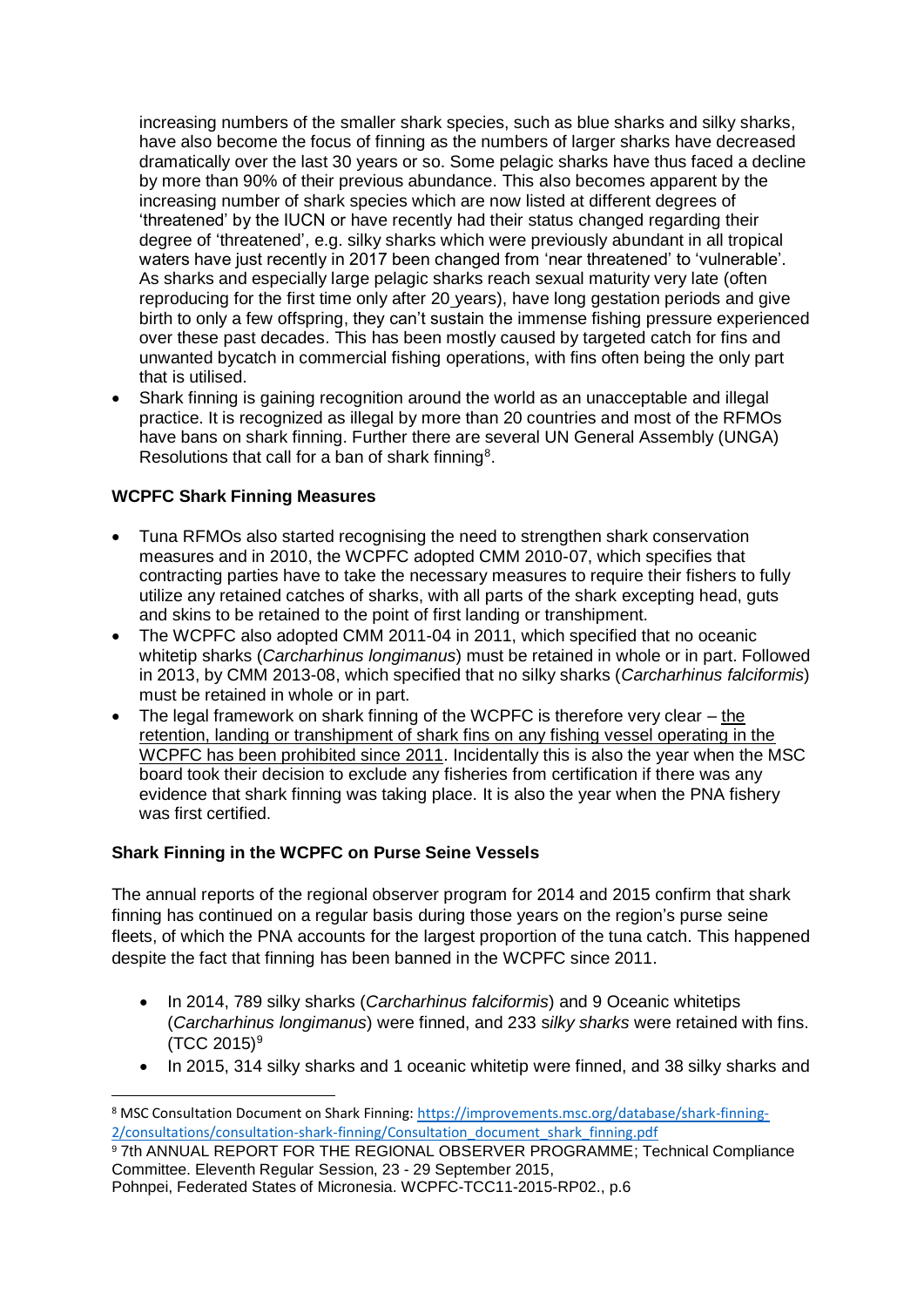increasing numbers of the smaller shark species, such as blue sharks and silky sharks, have also become the focus of finning as the numbers of larger sharks have decreased dramatically over the last 30 years or so. Some pelagic sharks have thus faced a decline by more than 90% of their previous abundance. This also becomes apparent by the increasing number of shark species which are now listed at different degrees of 'threatened' by the IUCN or have recently had their status changed regarding their degree of 'threatened', e.g. silky sharks which were previously abundant in all tropical waters have just recently in 2017 been changed from 'near threatened' to 'vulnerable'. As sharks and especially large pelagic sharks reach sexual maturity very late (often reproducing for the first time only after 20 years), have long gestation periods and give birth to only a few offspring, they can't sustain the immense fishing pressure experienced over these past decades. This has been mostly caused by targeted catch for fins and unwanted bycatch in commercial fishing operations, with fins often being the only part that is utilised.

- Shark finning is gaining recognition around the world as an unacceptable and illegal practice. It is recognized as illegal by more than 20 countries and most of the RFMOs have bans on shark finning. Further there are several UN General Assembly (UNGA) Resolutions that call for a ban of shark finning[8].

**WCPFC Shark Finning Measures**

- Tuna RFMOs also started recognising the need to strengthen shark conservation measures and in 2010, the WCPFC adopted CMM 2010-07, which specifies that contracting parties have to take the necessary measures to require their fishers to fully utilize any retained catches of sharks, with all parts of the shark excepting head, guts and skins to be retained to the point of first landing or transhipment.
- The WCPFC also adopted CMM 2011-04 in 2011, which specified that no oceanic whitetip sharks (*Carcharhinus longimanus*) must be retained in whole or in part. Followed in 2013, by CMM 2013-08, which specified that no silky sharks (*Carcharhinus falciformis*) must be retained in whole or in part.
- The legal framework on shark finning of the WCPFC is therefore very clear – the retention, landing or transhipment of shark fins on any fishing vessel operating in the WCPFC has been prohibited since 2011. Incidentally this is also the year when the MSC board took their decision to exclude any fisheries from certification if there was any evidence that shark finning was taking place. It is also the year when the PNA fishery was first certified.

**Shark Finning in the WCPFC on Purse Seine Vessels**

The annual reports of the regional observer program for 2014 and 2015 confirm that shark finning has continued on a regular basis during those years on the region's purse seine fleets, of which the PNA accounts for the largest proportion of the tuna catch. This happened despite the fact that finning has been banned in the WCPFC since 2011.

- In 2014, 789 silky sharks (*Carcharhinus falciformis*) and 9 Oceanic whitetips (*Carcharhinus longimanus*) were finned, and 233 s*ilky sharks* were retained with fins. (TCC 2015)[9]
- In 2015, 314 silky sharks and 1 oceanic whitetip were finned, and 38 silky sharks and

---

[8] MSC Consultation Document on Shark Finning: https://improvements.msc.org/database/shark-finning-2/consultations/consultation-shark-finning/Consultation_document_shark_finning.pdf

[9] 7th ANNUAL REPORT FOR THE REGIONAL OBSERVER PROGRAMME; Technical Compliance Committee. Eleventh Regular Session, 23 - 29 September 2015, Pohnpei, Federated States of Micronesia. WCPFC-TCC11-2015-RP02., p.6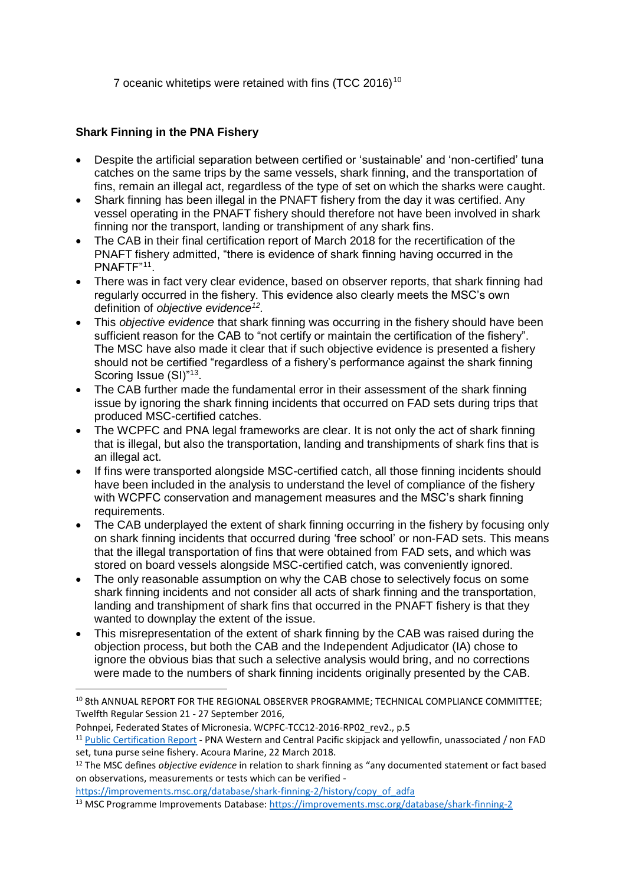7 oceanic whitetips were retained with fins (TCC 2016)[10]

**Shark Finning in the PNA Fishery**

- Despite the artificial separation between certified or 'sustainable' and 'non-certified' tuna catches on the same trips by the same vessels, shark finning, and the transportation of fins, remain an illegal act, regardless of the type of set on which the sharks were caught.
- Shark finning has been illegal in the PNAFT fishery from the day it was certified. Any vessel operating in the PNAFT fishery should therefore not have been involved in shark finning nor the transport, landing or transhipment of any shark fins.
- The CAB in their final certification report of March 2018 for the recertification of the PNAFT fishery admitted, "there is evidence of shark finning having occurred in the PNAFTF"[11].
- There was in fact very clear evidence, based on observer reports, that shark finning had regularly occurred in the fishery. This evidence also clearly meets the MSC's own definition of *objective evidence*[12].
- This *objective evidence* that shark finning was occurring in the fishery should have been sufficient reason for the CAB to "not certify or maintain the certification of the fishery". The MSC have also made it clear that if such objective evidence is presented a fishery should not be certified "regardless of a fishery's performance against the shark finning Scoring Issue (SI)"[13].
- The CAB further made the fundamental error in their assessment of the shark finning issue by ignoring the shark finning incidents that occurred on FAD sets during trips that produced MSC-certified catches.
- The WCPFC and PNA legal frameworks are clear. It is not only the act of shark finning that is illegal, but also the transportation, landing and transhipments of shark fins that is an illegal act.
- If fins were transported alongside MSC-certified catch, all those finning incidents should have been included in the analysis to understand the level of compliance of the fishery with WCPFC conservation and management measures and the MSC's shark finning requirements.
- The CAB underplayed the extent of shark finning occurring in the fishery by focusing only on shark finning incidents that occurred during 'free school' or non-FAD sets. This means that the illegal transportation of fins that were obtained from FAD sets, and which was stored on board vessels alongside MSC-certified catch, was conveniently ignored.
- The only reasonable assumption on why the CAB chose to selectively focus on some shark finning incidents and not consider all acts of shark finning and the transportation, landing and transhipment of shark fins that occurred in the PNAFT fishery is that they wanted to downplay the extent of the issue.
- This misrepresentation of the extent of shark finning by the CAB was raised during the objection process, but both the CAB and the Independent Adjudicator (IA) chose to ignore the obvious bias that such a selective analysis would bring, and no corrections were made to the numbers of shark finning incidents originally presented by the CAB.

---

[10] 8th ANNUAL REPORT FOR THE REGIONAL OBSERVER PROGRAMME; TECHNICAL COMPLIANCE COMMITTEE; Twelfth Regular Session 21 - 27 September 2016, Pohnpei, Federated States of Micronesia. WCPFC-TCC12-2016-RP02_rev2., p.5

[11] Public Certification Report - PNA Western and Central Pacific skipjack and yellowfin, unassociated / non FAD set, tuna purse seine fishery. Acoura Marine, 22 March 2018.

[12] The MSC defines *objective evidence* in relation to shark finning as "any documented statement or fact based on observations, measurements or tests which can be verified - https://improvements.msc.org/database/shark-finning-2/history/copy_of_adfa

[13] MSC Programme Improvements Database: https://improvements.msc.org/database/shark-finning-2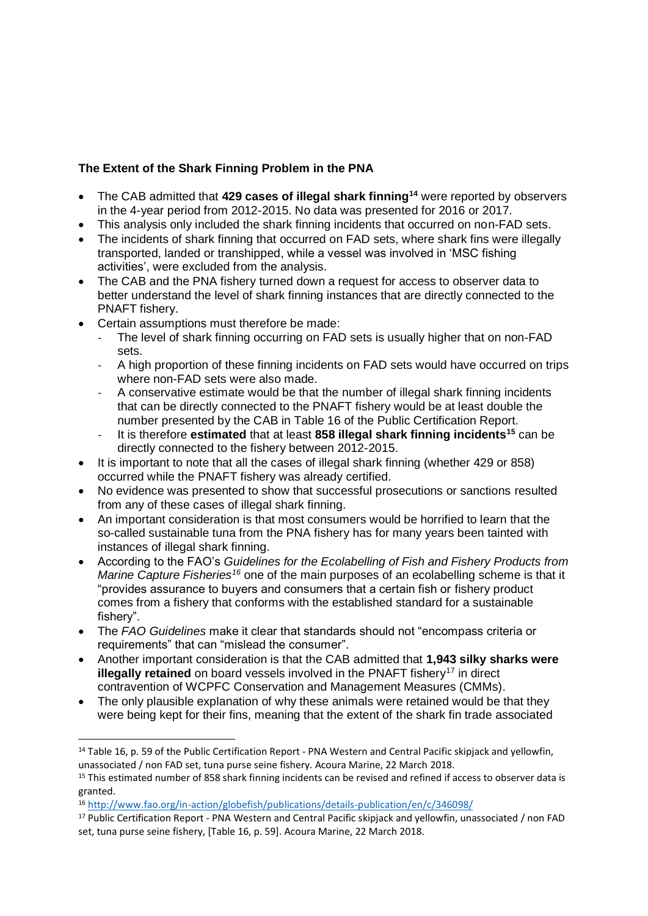**The Extent of the Shark Finning Problem in the PNA**

- The CAB admitted that **429 cases of illegal shark finning**[14] were reported by observers in the 4-year period from 2012-2015. No data was presented for 2016 or 2017.
- This analysis only included the shark finning incidents that occurred on non-FAD sets.
- The incidents of shark finning that occurred on FAD sets, where shark fins were illegally transported, landed or transhipped, while a vessel was involved in 'MSC fishing activities', were excluded from the analysis.
- The CAB and the PNA fishery turned down a request for access to observer data to better understand the level of shark finning instances that are directly connected to the PNAFT fishery.
- Certain assumptions must therefore be made:
  - The level of shark finning occurring on FAD sets is usually higher that on non-FAD sets.
  - A high proportion of these finning incidents on FAD sets would have occurred on trips where non-FAD sets were also made.
  - A conservative estimate would be that the number of illegal shark finning incidents that can be directly connected to the PNAFT fishery would be at least double the number presented by the CAB in Table 16 of the Public Certification Report.
  - It is therefore **estimated** that at least **858 illegal shark finning incidents**[15] can be directly connected to the fishery between 2012-2015.
- It is important to note that all the cases of illegal shark finning (whether 429 or 858) occurred while the PNAFT fishery was already certified.
- No evidence was presented to show that successful prosecutions or sanctions resulted from any of these cases of illegal shark finning.
- An important consideration is that most consumers would be horrified to learn that the so-called sustainable tuna from the PNA fishery has for many years been tainted with instances of illegal shark finning.
- According to the FAO's *Guidelines for the Ecolabelling of Fish and Fishery Products from Marine Capture Fisheries*[16] one of the main purposes of an ecolabelling scheme is that it "provides assurance to buyers and consumers that a certain fish or fishery product comes from a fishery that conforms with the established standard for a sustainable fishery".
- The *FAO Guidelines* make it clear that standards should not "encompass criteria or requirements" that can "mislead the consumer".
- Another important consideration is that the CAB admitted that **1,943 silky sharks were illegally retained** on board vessels involved in the PNAFT fishery[17] in direct contravention of WCPFC Conservation and Management Measures (CMMs).
- The only plausible explanation of why these animals were retained would be that they were being kept for their fins, meaning that the extent of the shark fin trade associated

---

[14] Table 16, p. 59 of the Public Certification Report - PNA Western and Central Pacific skipjack and yellowfin, unassociated / non FAD set, tuna purse seine fishery. Acoura Marine, 22 March 2018.

[15] This estimated number of 858 shark finning incidents can be revised and refined if access to observer data is granted.

[16] http://www.fao.org/in-action/globefish/publications/details-publication/en/c/346098/

[17] Public Certification Report - PNA Western and Central Pacific skipjack and yellowfin, unassociated / non FAD set, tuna purse seine fishery, [Table 16, p. 59]. Acoura Marine, 22 March 2018.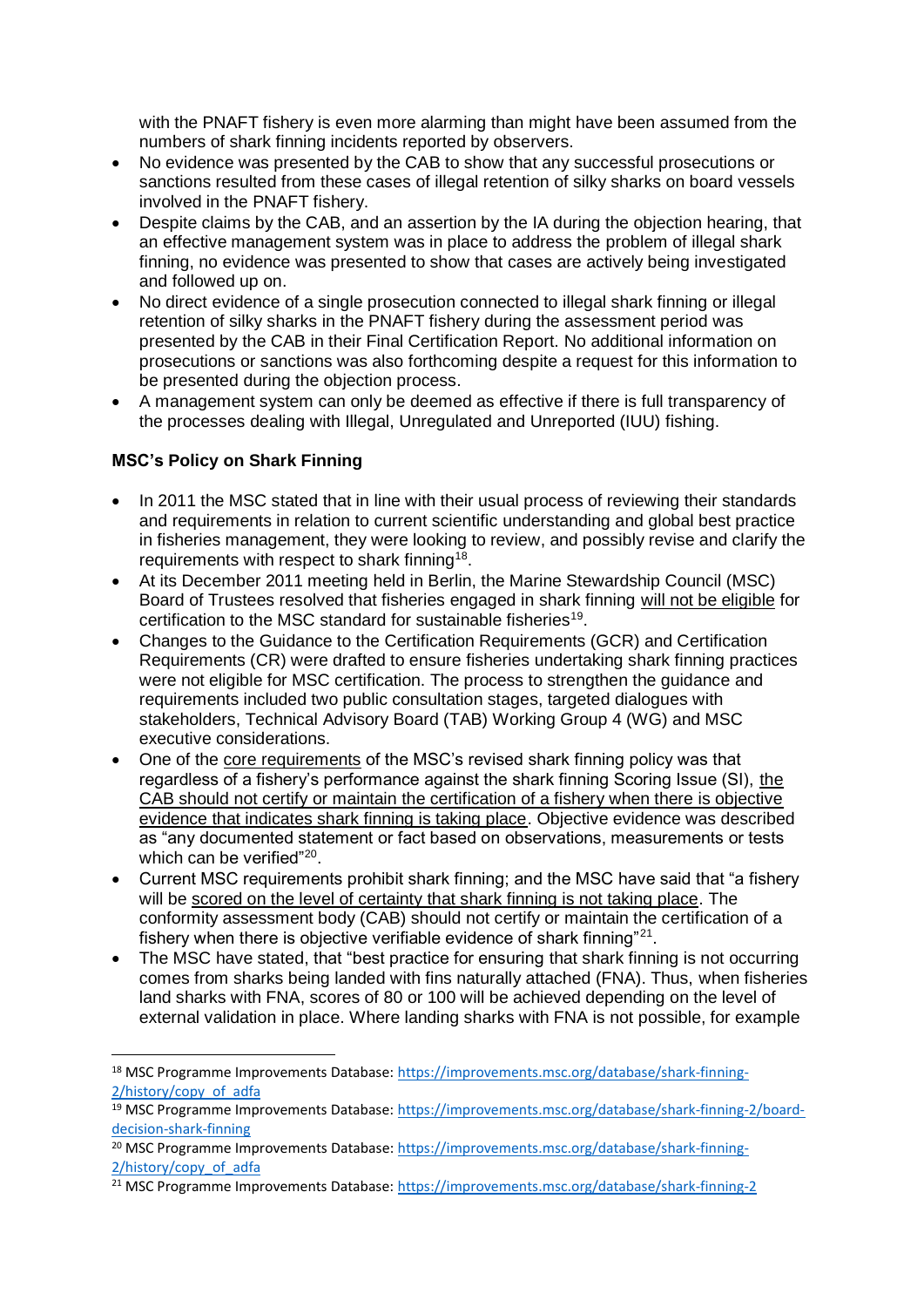with the PNAFT fishery is even more alarming than might have been assumed from the numbers of shark finning incidents reported by observers.

- No evidence was presented by the CAB to show that any successful prosecutions or sanctions resulted from these cases of illegal retention of silky sharks on board vessels involved in the PNAFT fishery.
- Despite claims by the CAB, and an assertion by the IA during the objection hearing, that an effective management system was in place to address the problem of illegal shark finning, no evidence was presented to show that cases are actively being investigated and followed up on.
- No direct evidence of a single prosecution connected to illegal shark finning or illegal retention of silky sharks in the PNAFT fishery during the assessment period was presented by the CAB in their Final Certification Report. No additional information on prosecutions or sanctions was also forthcoming despite a request for this information to be presented during the objection process.
- A management system can only be deemed as effective if there is full transparency of the processes dealing with Illegal, Unregulated and Unreported (IUU) fishing.

**MSC's Policy on Shark Finning**

- In 2011 the MSC stated that in line with their usual process of reviewing their standards and requirements in relation to current scientific understanding and global best practice in fisheries management, they were looking to review, and possibly revise and clarify the requirements with respect to shark finning[18].
- At its December 2011 meeting held in Berlin, the Marine Stewardship Council (MSC) Board of Trustees resolved that fisheries engaged in shark finning will not be eligible for certification to the MSC standard for sustainable fisheries[19].
- Changes to the Guidance to the Certification Requirements (GCR) and Certification Requirements (CR) were drafted to ensure fisheries undertaking shark finning practices were not eligible for MSC certification. The process to strengthen the guidance and requirements included two public consultation stages, targeted dialogues with stakeholders, Technical Advisory Board (TAB) Working Group 4 (WG) and MSC executive considerations.
- One of the core requirements of the MSC's revised shark finning policy was that regardless of a fishery's performance against the shark finning Scoring Issue (SI), the CAB should not certify or maintain the certification of a fishery when there is objective evidence that indicates shark finning is taking place. Objective evidence was described as "any documented statement or fact based on observations, measurements or tests which can be verified"[20].
- Current MSC requirements prohibit shark finning; and the MSC have said that "a fishery will be scored on the level of certainty that shark finning is not taking place. The conformity assessment body (CAB) should not certify or maintain the certification of a fishery when there is objective verifiable evidence of shark finning"[21].
- The MSC have stated, that "best practice for ensuring that shark finning is not occurring comes from sharks being landed with fins naturally attached (FNA). Thus, when fisheries land sharks with FNA, scores of 80 or 100 will be achieved depending on the level of external validation in place. Where landing sharks with FNA is not possible, for example

---

[18] MSC Programme Improvements Database: https://improvements.msc.org/database/shark-finning-2/history/copy_of_adfa

[19] MSC Programme Improvements Database: https://improvements.msc.org/database/shark-finning-2/board-decision-shark-finning

[20] MSC Programme Improvements Database: https://improvements.msc.org/database/shark-finning-2/history/copy_of_adfa

[21] MSC Programme Improvements Database: https://improvements.msc.org/database/shark-finning-2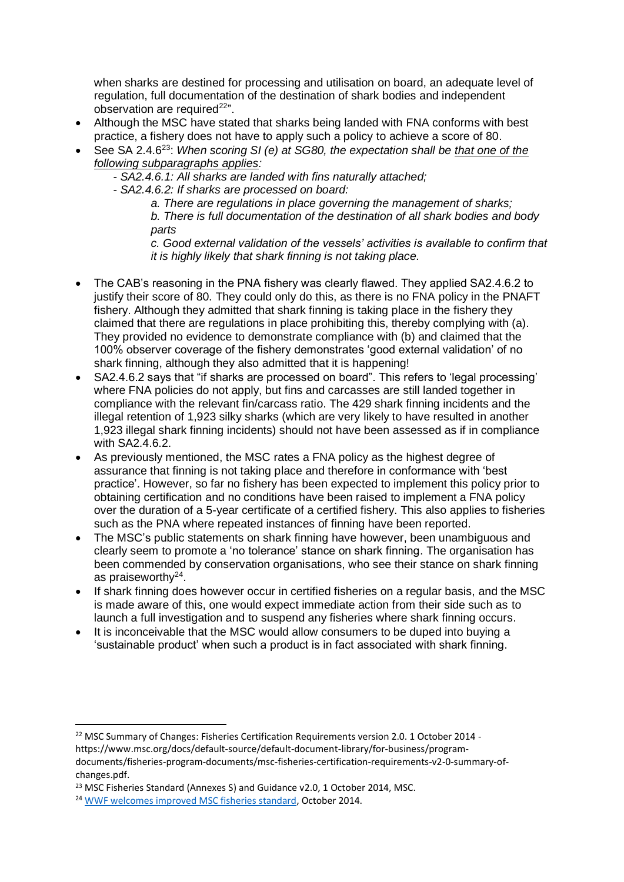when sharks are destined for processing and utilisation on board, an adequate level of regulation, full documentation of the destination of shark bodies and independent observation are required[22]".

- Although the MSC have stated that sharks being landed with FNA conforms with best practice, a fishery does not have to apply such a policy to achieve a score of 80.
- See SA 2.4.6[23]: *When scoring SI (e) at SG80, the expectation shall be <u>that one of the following subparagraphs applies</u>:*
  - *SA2.4.6.1: All sharks are landed with fins naturally attached;*
  - *SA2.4.6.2: If sharks are processed on board:*
    - *a. There are regulations in place governing the management of sharks;*
    - *b. There is full documentation of the destination of all shark bodies and body parts*
    - *c. Good external validation of the vessels' activities is available to confirm that it is highly likely that shark finning is not taking place.*
- The CAB's reasoning in the PNA fishery was clearly flawed. They applied SA2.4.6.2 to justify their score of 80. They could only do this, as there is no FNA policy in the PNAFT fishery. Although they admitted that shark finning is taking place in the fishery they claimed that there are regulations in place prohibiting this, thereby complying with (a). They provided no evidence to demonstrate compliance with (b) and claimed that the 100% observer coverage of the fishery demonstrates 'good external validation' of no shark finning, although they also admitted that it is happening!
- SA2.4.6.2 says that "if sharks are processed on board". This refers to 'legal processing' where FNA policies do not apply, but fins and carcasses are still landed together in compliance with the relevant fin/carcass ratio. The 429 shark finning incidents and the illegal retention of 1,923 silky sharks (which are very likely to have resulted in another 1,923 illegal shark finning incidents) should not have been assessed as if in compliance with SA2.4.6.2.
- As previously mentioned, the MSC rates a FNA policy as the highest degree of assurance that finning is not taking place and therefore in conformance with 'best practice'. However, so far no fishery has been expected to implement this policy prior to obtaining certification and no conditions have been raised to implement a FNA policy over the duration of a 5-year certificate of a certified fishery. This also applies to fisheries such as the PNA where repeated instances of finning have been reported.
- The MSC's public statements on shark finning have however, been unambiguous and clearly seem to promote a 'no tolerance' stance on shark finning. The organisation has been commended by conservation organisations, who see their stance on shark finning as praiseworthy[24].
- If shark finning does however occur in certified fisheries on a regular basis, and the MSC is made aware of this, one would expect immediate action from their side such as to launch a full investigation and to suspend any fisheries where shark finning occurs.
- It is inconceivable that the MSC would allow consumers to be duped into buying a 'sustainable product' when such a product is in fact associated with shark finning.

---

[22] MSC Summary of Changes: Fisheries Certification Requirements version 2.0. 1 October 2014 - https://www.msc.org/docs/default-source/default-document-library/for-business/program-documents/fisheries-program-documents/msc-fisheries-certification-requirements-v2-0-summary-of-changes.pdf.

[23] MSC Fisheries Standard (Annexes S) and Guidance v2.0, 1 October 2014, MSC.

[24] WWF welcomes improved MSC fisheries standard, October 2014.